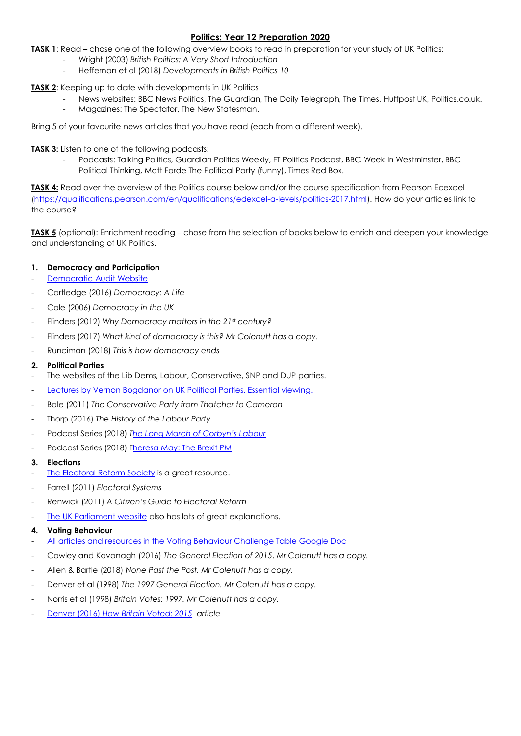# Politics: Year 12 Preparation 2020

**TASK 1**: Read – chose one of the following overview books to read in preparation for your study of UK Politics:

- Wright (2003) *British Politics: A Very Short Introduction*
- Heffernan et al (2018) *Developments in British Politics 10*

**TASK 2**: Keeping up to date with developments in UK Politics

- News websites: BBC News Politics, The Guardian, The Daily Telegraph, The Times, Huffpost UK, Politics.co.uk.
- Magazines: The Spectator, The New Statesman.

Bring 5 of your favourite news articles that you have read (each from a different week).

**TASK 3:** Listen to one of the following podcasts:

- Podcasts: Talking Politics, Guardian Politics Weekly, FT Politics Podcast, BBC Week in Westminster, BBC Political Thinking, Matt Forde The Political Party (funny), Times Red Box.

**TASK 4:** Read over the overview of the Politics course below and/or the course specification from Pearson Edexcel (https://qualifications.pearson.com/en/qualifications/edexcel-a-levels/politics-2017.html). How do your articles link to the course?

**TASK 5** (optional): Enrichment reading – chose from the selection of books below to enrich and deepen your knowledge and understanding of UK Politics.

1. **Democracy and Participation**

- Democratic Audit Website
- Cartledge (2016) *Democracy: A Life*
- Cole (2006) *Democracy in the UK*
- Flinders (2012) *Why Democracy matters in the 21st century?*
- Flinders (2017) *What kind of democracy is this? Mr Colenutt has a copy.*
- Runciman (2018) *This is how democracy ends*

2. **Political Parties**

- The websites of the Lib Dems, Labour, Conservative, SNP and DUP parties.
- Lectures by Vernon Bogdanor on UK Political Parties. Essential viewing.
- Bale (2011) *The Conservative Party from Thatcher to Cameron*
- Thorp (2016) *The History of the Labour Party*
- Podcast Series (2018) *The Long March of Corbyn's Labour*
- Podcast Series (2018) Theresa May: The Brexit PM

3. **Elections**

- The Electoral Reform Society is a great resource.
- Farrell (2011) *Electoral Systems*
- Renwick (2011) *A Citizen's Guide to Electoral Reform*
- The UK Parliament website also has lots of great explanations.

4. **Voting Behaviour**

- All articles and resources in the Voting Behaviour Challenge Table Google Doc
- Cowley and Kavanagh (2016) *The General Election of 2015*. *Mr Colenutt has a copy.*
- Allen & Bartle (2018) *None Past the Post*. *Mr Colenutt has a copy.*
- Denver et al (1998) *The 1997 General Election*. *Mr Colenutt has a copy.*
- Norris et al (1998) *Britain Votes: 1997*. *Mr Colenutt has a copy.*
- Denver (2016) *How Britain Voted: 2015* *article*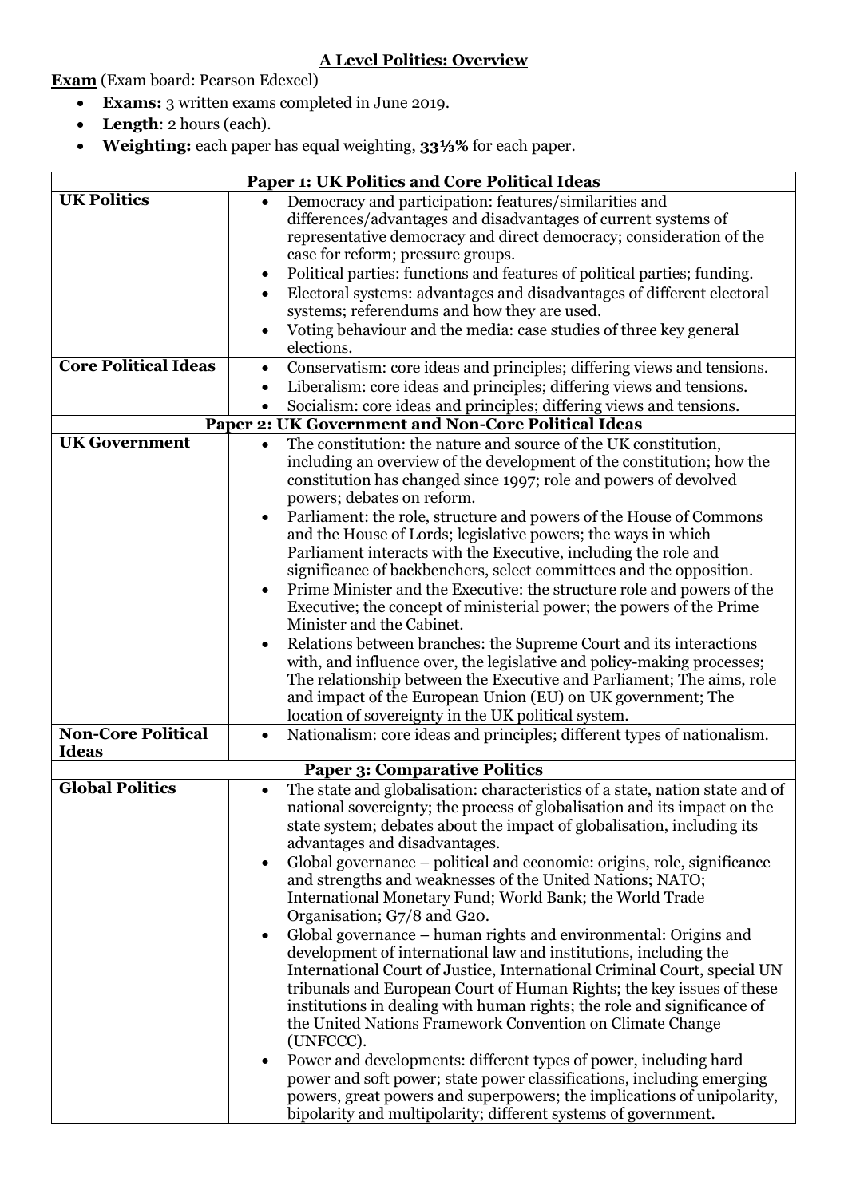## A Level Politics: Overview

**Exam** (Exam board: Pearson Edexcel)

- **Exams:** 3 written exams completed in June 2019.
- **Length**: 2 hours (each).
- **Weighting:** each paper has equal weighting, **33⅓%** for each paper.

| | |
|---|---|
| **Paper 1: UK Politics and Core Political Ideas** | |
| **UK Politics** | • Democracy and participation: features/similarities and differences/advantages and disadvantages of current systems of representative democracy and direct democracy; consideration of the case for reform; pressure groups. <br> • Political parties: functions and features of political parties; funding. <br> • Electoral systems: advantages and disadvantages of different electoral systems; referendums and how they are used. <br> • Voting behaviour and the media: case studies of three key general elections. |
| **Core Political Ideas** | • Conservatism: core ideas and principles; differing views and tensions. <br> • Liberalism: core ideas and principles; differing views and tensions. <br> • Socialism: core ideas and principles; differing views and tensions. |
| **Paper 2: UK Government and Non-Core Political Ideas** | |
| **UK Government** | • The constitution: the nature and source of the UK constitution, including an overview of the development of the constitution; how the constitution has changed since 1997; role and powers of devolved powers; debates on reform. <br> • Parliament: the role, structure and powers of the House of Commons and the House of Lords; legislative powers; the ways in which Parliament interacts with the Executive, including the role and significance of backbenchers, select committees and the opposition. <br> • Prime Minister and the Executive: the structure role and powers of the Executive; the concept of ministerial power; the powers of the Prime Minister and the Cabinet. <br> • Relations between branches: the Supreme Court and its interactions with, and influence over, the legislative and policy-making processes; The relationship between the Executive and Parliament; The aims, role and impact of the European Union (EU) on UK government; The location of sovereignty in the UK political system. |
| **Non-Core Political Ideas** | • Nationalism: core ideas and principles; different types of nationalism. |
| **Paper 3: Comparative Politics** | |
| **Global Politics** | • The state and globalisation: characteristics of a state, nation state and of national sovereignty; the process of globalisation and its impact on the state system; debates about the impact of globalisation, including its advantages and disadvantages. <br> • Global governance – political and economic: origins, role, significance and strengths and weaknesses of the United Nations; NATO; International Monetary Fund; World Bank; the World Trade Organisation; G7/8 and G20. <br> • Global governance – human rights and environmental: Origins and development of international law and institutions, including the International Court of Justice, International Criminal Court, special UN tribunals and European Court of Human Rights; the key issues of these institutions in dealing with human rights; the role and significance of the United Nations Framework Convention on Climate Change (UNFCCC). <br> • Power and developments: different types of power, including hard power and soft power; state power classifications, including emerging powers, great powers and superpowers; the implications of unipolarity, bipolarity and multipolarity; different systems of government. |